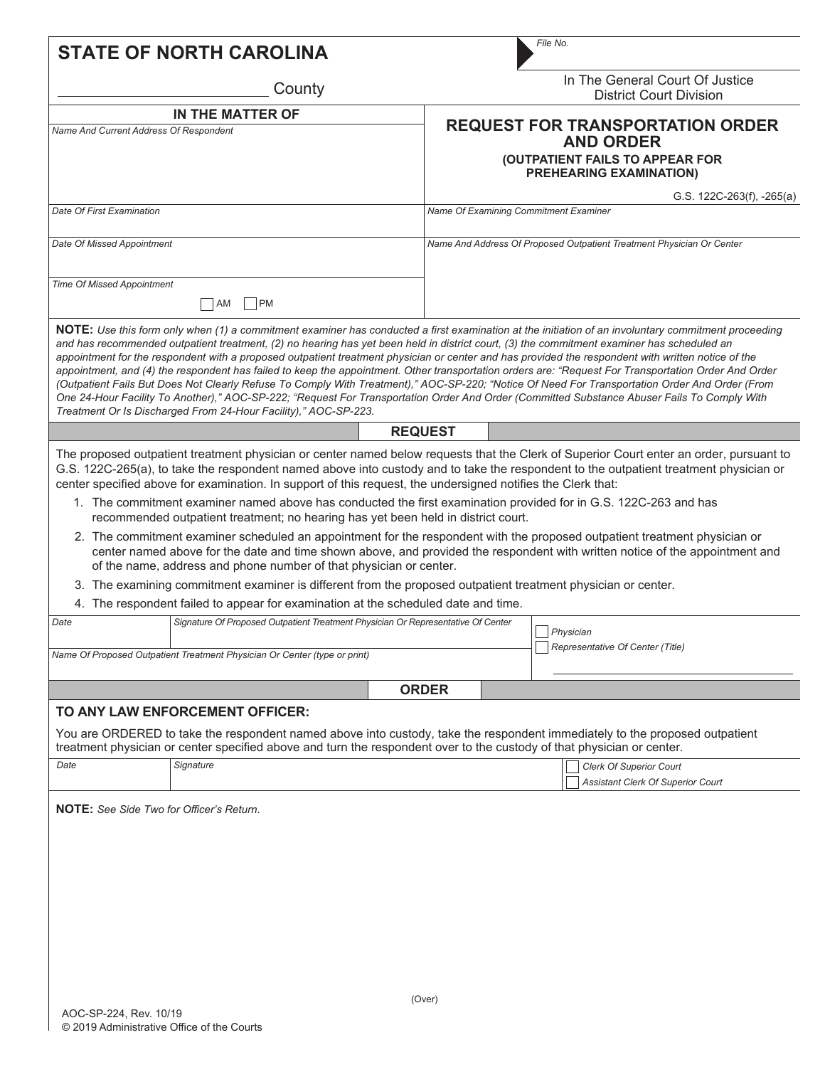# STATE OF NORTH CAROLINA

_______________ County

File No.

In The General Court Of Justice
District Court Division

| IN THE MATTER OF | REQUEST FOR TRANSPORTATION ORDER AND ORDER (OUTPATIENT FAILS TO APPEAR FOR PREHEARING EXAMINATION) G.S. 122C-263(f), -265(a) |
|---|---|
| *Name And Current Address Of Respondent* | |
| *Date Of First Examination* | *Name Of Examining Commitment Examiner* |
| *Date Of Missed Appointment* | *Name And Address Of Proposed Outpatient Treatment Physician Or Center* |
| *Time Of Missed Appointment* ☐ AM ☐ PM | |

**NOTE:** *Use this form only when (1) a commitment examiner has conducted a first examination at the initiation of an involuntary commitment proceeding and has recommended outpatient treatment, (2) no hearing has yet been held in district court, (3) the commitment examiner has scheduled an appointment for the respondent with a proposed outpatient treatment physician or center and has provided the respondent with written notice of the appointment, and (4) the respondent has failed to keep the appointment. Other transportation orders are: "Request For Transportation Order And Order (Outpatient Fails But Does Not Clearly Refuse To Comply With Treatment)," AOC-SP-220; "Notice Of Need For Transportation Order And Order (From One 24-Hour Facility To Another)," AOC-SP-222; "Request For Transportation Order And Order (Committed Substance Abuser Fails To Comply With Treatment Or Is Discharged From 24-Hour Facility)," AOC-SP-223.*

## REQUEST

The proposed outpatient treatment physician or center named below requests that the Clerk of Superior Court enter an order, pursuant to G.S. 122C-265(a), to take the respondent named above into custody and to take the respondent to the outpatient treatment physician or center specified above for examination. In support of this request, the undersigned notifies the Clerk that:

1. The commitment examiner named above has conducted the first examination provided for in G.S. 122C-263 and has recommended outpatient treatment; no hearing has yet been held in district court.
2. The commitment examiner scheduled an appointment for the respondent with the proposed outpatient treatment physician or center named above for the date and time shown above, and provided the respondent with written notice of the appointment and of the name, address and phone number of that physician or center.
3. The examining commitment examiner is different from the proposed outpatient treatment physician or center.
4. The respondent failed to appear for examination at the scheduled date and time.

| *Date* | *Signature Of Proposed Outpatient Treatment Physician Or Representative Of Center* | ☐ *Physician* ☐ *Representative Of Center (Title)* |
|---|---|---|
| *Name Of Proposed Outpatient Treatment Physician Or Center (type or print)* | | |

## ORDER

**TO ANY LAW ENFORCEMENT OFFICER:**

You are ORDERED to take the respondent named above into custody, take the respondent immediately to the proposed outpatient treatment physician or center specified above and turn the respondent over to the custody of that physician or center.

| *Date* | *Signature* | ☐ *Clerk Of Superior Court* ☐ *Assistant Clerk Of Superior Court* |
|---|---|---|

**NOTE:** *See Side Two for Officer's Return.*

(Over)

AOC-SP-224, Rev. 10/19
© 2019 Administrative Office of the Courts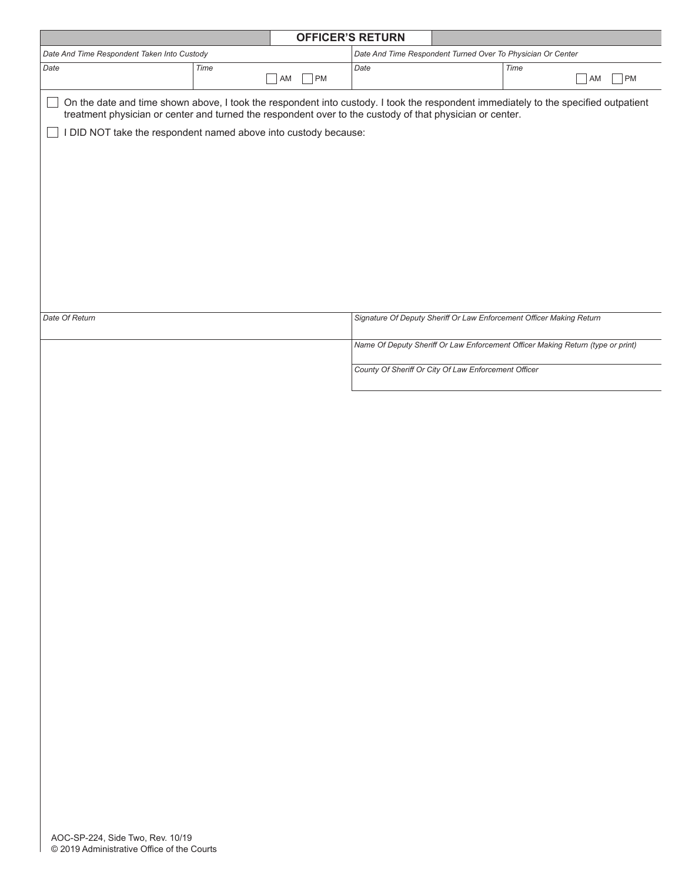## OFFICER'S RETURN

| Date And Time Respondent Taken Into Custody | | Date And Time Respondent Turned Over To Physician Or Center | |
|---|---|---|---|
| *Date* | *Time* ☐ AM ☐ PM | *Date* | *Time* ☐ AM ☐ PM |

☐ On the date and time shown above, I took the respondent into custody. I took the respondent immediately to the specified outpatient treatment physician or center and turned the respondent over to the custody of that physician or center.

☐ I DID NOT take the respondent named above into custody because:

| | |
|---|---|
| *Date Of Return* | *Signature Of Deputy Sheriff Or Law Enforcement Officer Making Return* |
| | *Name Of Deputy Sheriff Or Law Enforcement Officer Making Return (type or print)* |
| | *County Of Sheriff Or City Of Law Enforcement Officer* |

AOC-SP-224, Side Two, Rev. 10/19
© 2019 Administrative Office of the Courts